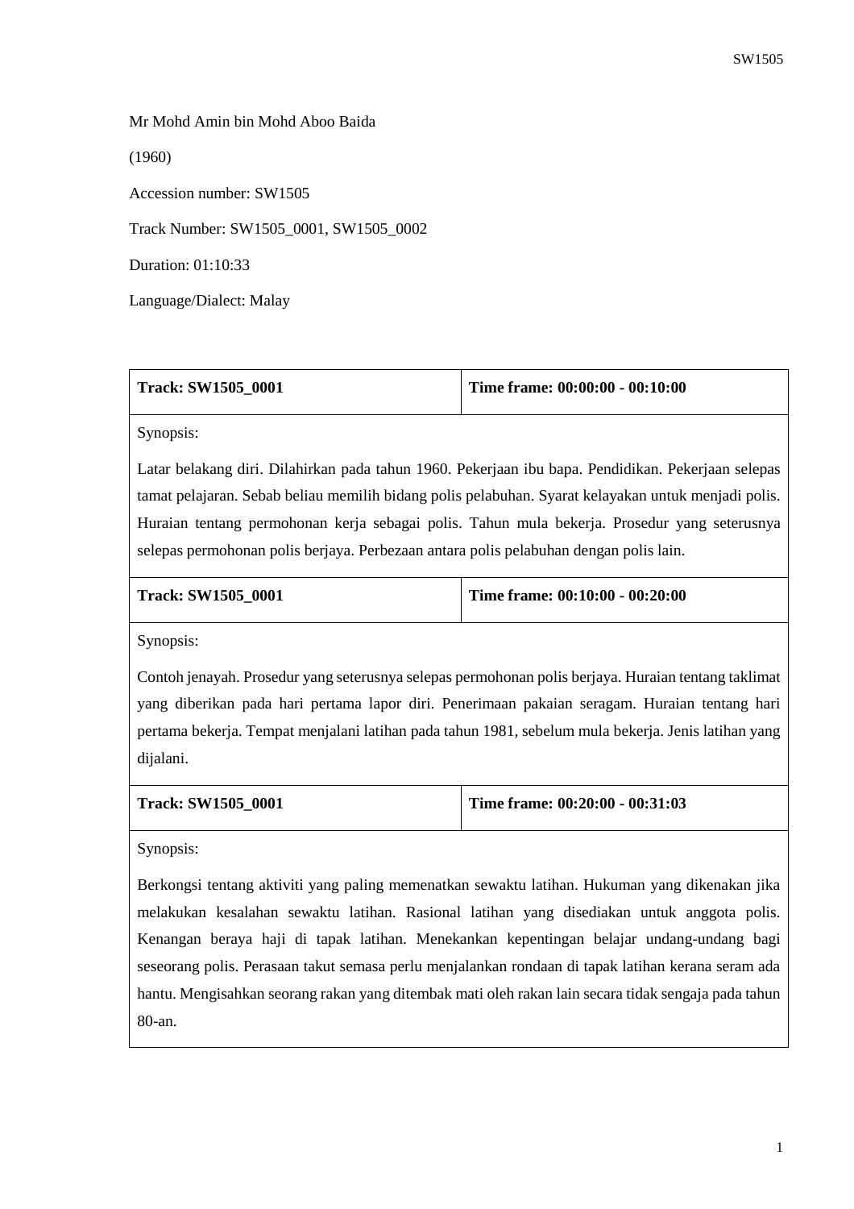Mr Mohd Amin bin Mohd Aboo Baida

(1960)

Accession number: SW1505

Track Number: SW1505_0001, SW1505_0002

Duration: 01:10:33

Language/Dialect: Malay

| **Track: SW1505_0001** | **Time frame: 00:00:00 - 00:10:00** |
|---|---|
| Synopsis: Latar belakang diri. Dilahirkan pada tahun 1960. Pekerjaan ibu bapa. Pendidikan. Pekerjaan selepas tamat pelajaran. Sebab beliau memilih bidang polis pelabuhan. Syarat kelayakan untuk menjadi polis. Huraian tentang permohonan kerja sebagai polis. Tahun mula bekerja. Prosedur yang seterusnya selepas permohonan polis berjaya. Perbezaan antara polis pelabuhan dengan polis lain. | |
| **Track: SW1505_0001** | **Time frame: 00:10:00 - 00:20:00** |
| Synopsis: Contoh jenayah. Prosedur yang seterusnya selepas permohonan polis berjaya. Huraian tentang taklimat yang diberikan pada hari pertama lapor diri. Penerimaan pakaian seragam. Huraian tentang hari pertama bekerja. Tempat menjalani latihan pada tahun 1981, sebelum mula bekerja. Jenis latihan yang dijalani. | |
| **Track: SW1505_0001** | **Time frame: 00:20:00 - 00:31:03** |
| Synopsis: Berkongsi tentang aktiviti yang paling memenatkan sewaktu latihan. Hukuman yang dikenakan jika melakukan kesalahan sewaktu latihan. Rasional latihan yang disediakan untuk anggota polis. Kenangan beraya haji di tapak latihan. Menekankan kepentingan belajar undang-undang bagi seseorang polis. Perasaan takut semasa perlu menjalankan rondaan di tapak latihan kerana seram ada hantu. Mengisahkan seorang rakan yang ditembak mati oleh rakan lain secara tidak sengaja pada tahun 80-an. | |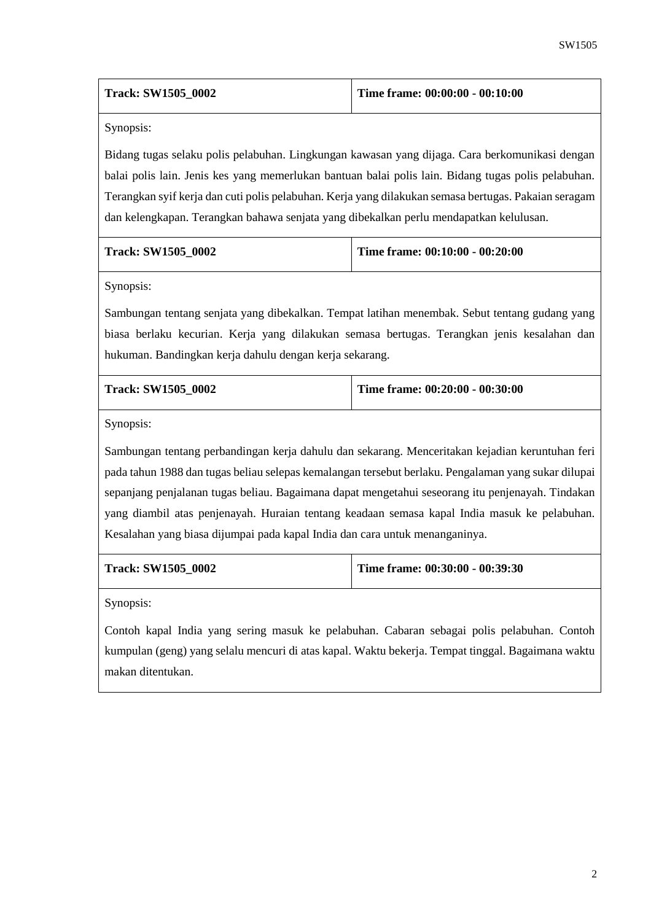| **Track: SW1505_0002** | **Time frame: 00:00:00 - 00:10:00** |
| --- | --- |
| Synopsis: Bidang tugas selaku polis pelabuhan. Lingkungan kawasan yang dijaga. Cara berkomunikasi dengan balai polis lain. Jenis kes yang memerlukan bantuan balai polis lain. Bidang tugas polis pelabuhan. Terangkan syif kerja dan cuti polis pelabuhan. Kerja yang dilakukan semasa bertugas. Pakaian seragam dan kelengkapan. Terangkan bahawa senjata yang dibekalkan perlu mendapatkan kelulusan. | |

| **Track: SW1505_0002** | **Time frame: 00:10:00 - 00:20:00** |
| --- | --- |
| Synopsis: Sambungan tentang senjata yang dibekalkan. Tempat latihan menembak. Sebut tentang gudang yang biasa berlaku kecurian. Kerja yang dilakukan semasa bertugas. Terangkan jenis kesalahan dan hukuman. Bandingkan kerja dahulu dengan kerja sekarang. | |

| **Track: SW1505_0002** | **Time frame: 00:20:00 - 00:30:00** |
| --- | --- |
| Synopsis: Sambungan tentang perbandingan kerja dahulu dan sekarang. Menceritakan kejadian keruntuhan feri pada tahun 1988 dan tugas beliau selepas kemalangan tersebut berlaku. Pengalaman yang sukar dilupai sepanjang penjalanan tugas beliau. Bagaimana dapat mengetahui seseorang itu penjenayah. Tindakan yang diambil atas penjenayah. Huraian tentang keadaan semasa kapal India masuk ke pelabuhan. Kesalahan yang biasa dijumpai pada kapal India dan cara untuk menanganinya. | |

| **Track: SW1505_0002** | **Time frame: 00:30:00 - 00:39:30** |
| --- | --- |
| Synopsis: Contoh kapal India yang sering masuk ke pelabuhan. Cabaran sebagai polis pelabuhan. Contoh kumpulan (geng) yang selalu mencuri di atas kapal. Waktu bekerja. Tempat tinggal. Bagaimana waktu makan ditentukan. | |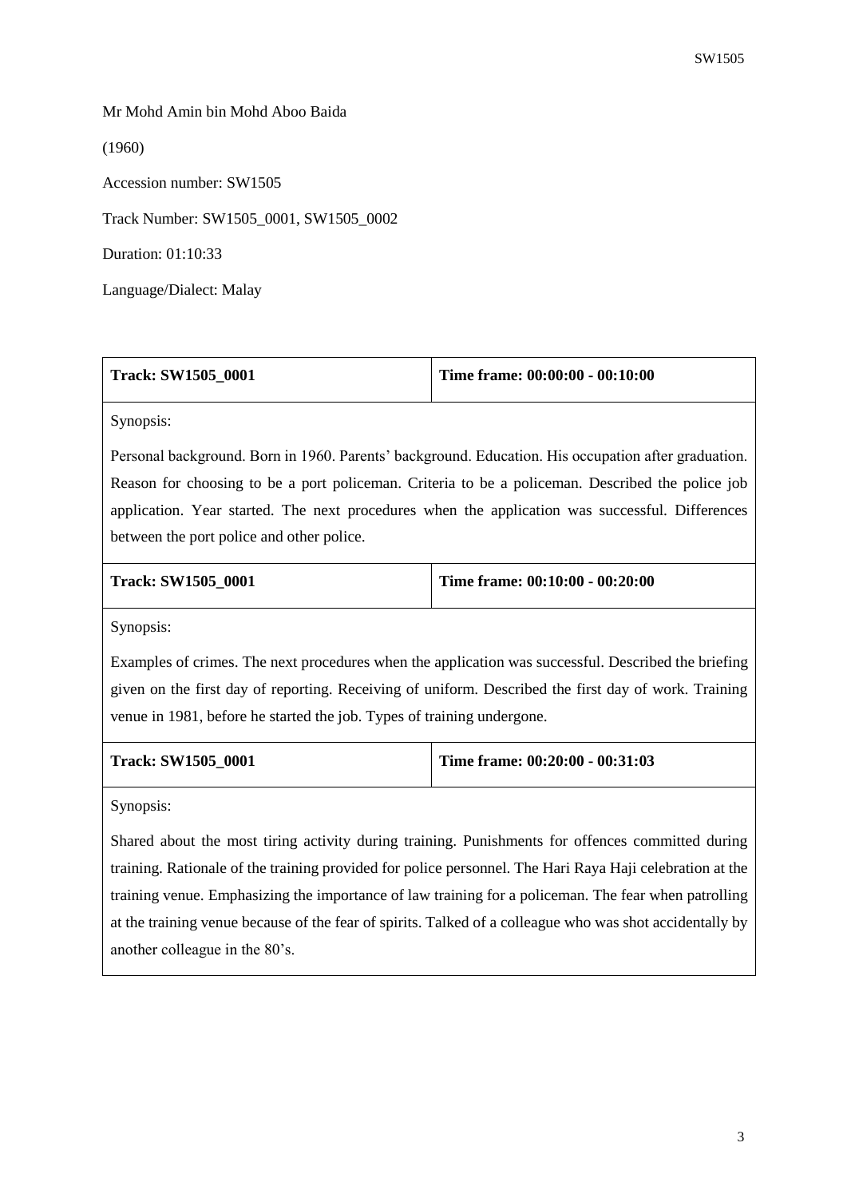Mr Mohd Amin bin Mohd Aboo Baida

(1960)

Accession number: SW1505

Track Number: SW1505_0001, SW1505_0002

Duration: 01:10:33

Language/Dialect: Malay

| **Track: SW1505_0001** | **Time frame: 00:00:00 - 00:10:00** |
|---|---|
| Synopsis: Personal background. Born in 1960. Parents' background. Education. His occupation after graduation. Reason for choosing to be a port policeman. Criteria to be a policeman. Described the police job application. Year started. The next procedures when the application was successful. Differences between the port police and other police. | |

| **Track: SW1505_0001** | **Time frame: 00:10:00 - 00:20:00** |
|---|---|
| Synopsis: Examples of crimes. The next procedures when the application was successful. Described the briefing given on the first day of reporting. Receiving of uniform. Described the first day of work. Training venue in 1981, before he started the job. Types of training undergone. | |

| **Track: SW1505_0001** | **Time frame: 00:20:00 - 00:31:03** |
|---|---|
| Synopsis: Shared about the most tiring activity during training. Punishments for offences committed during training. Rationale of the training provided for police personnel. The Hari Raya Haji celebration at the training venue. Emphasizing the importance of law training for a policeman. The fear when patrolling at the training venue because of the fear of spirits. Talked of a colleague who was shot accidentally by another colleague in the 80's. | |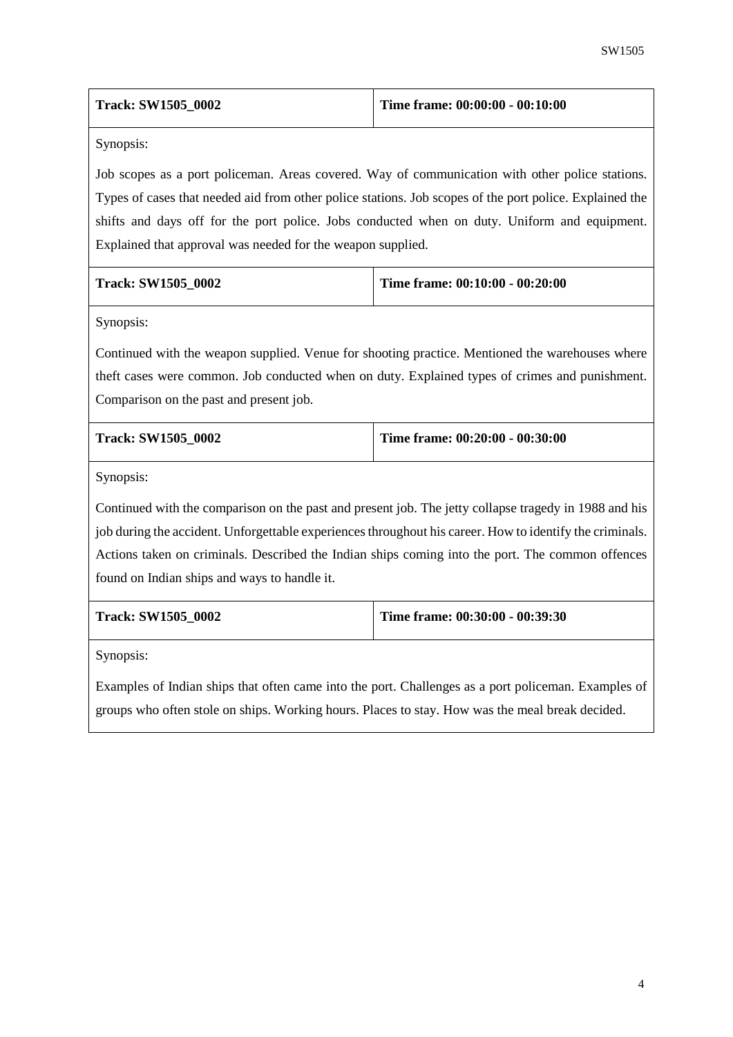| Track: SW1505_0002 | Time frame: 00:00:00 - 00:10:00 |
| --- | --- |

Synopsis:

Job scopes as a port policeman. Areas covered. Way of communication with other police stations. Types of cases that needed aid from other police stations. Job scopes of the port police. Explained the shifts and days off for the port police. Jobs conducted when on duty. Uniform and equipment. Explained that approval was needed for the weapon supplied.

| Track: SW1505_0002 | Time frame: 00:10:00 - 00:20:00 |
| --- | --- |

Synopsis:

Continued with the weapon supplied. Venue for shooting practice. Mentioned the warehouses where theft cases were common. Job conducted when on duty. Explained types of crimes and punishment. Comparison on the past and present job.

| Track: SW1505_0002 | Time frame: 00:20:00 - 00:30:00 |
| --- | --- |

Synopsis:

Continued with the comparison on the past and present job. The jetty collapse tragedy in 1988 and his job during the accident. Unforgettable experiences throughout his career. How to identify the criminals. Actions taken on criminals. Described the Indian ships coming into the port. The common offences found on Indian ships and ways to handle it.

| Track: SW1505_0002 | Time frame: 00:30:00 - 00:39:30 |
| --- | --- |

Synopsis:

Examples of Indian ships that often came into the port. Challenges as a port policeman. Examples of groups who often stole on ships. Working hours. Places to stay. How was the meal break decided.